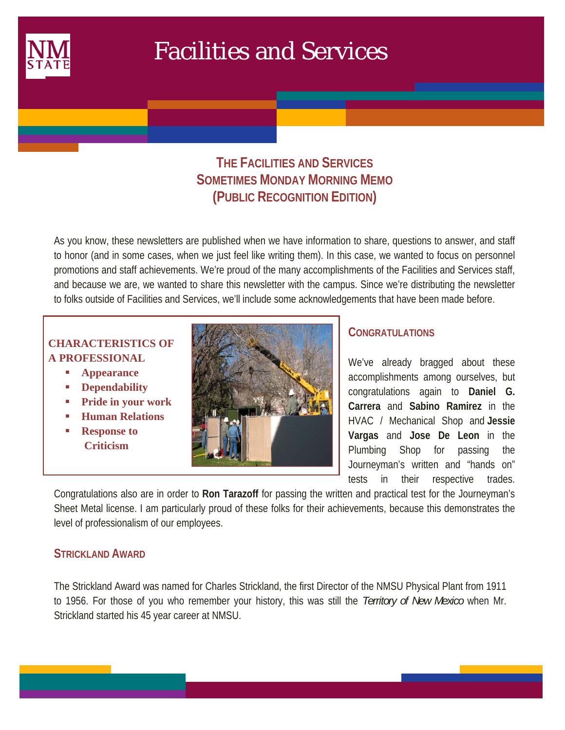# Facilities and Services

## THE FACILITIES AND SERVICES SOMETIMES MONDAY MORNING MEMO (PUBLIC RECOGNITION EDITION)

As you know, these newsletters are published when we have information to share, questions to answer, and staff to honor (and in some cases, when we just feel like writing them). In this case, we wanted to focus on personnel promotions and staff achievements. We're proud of the many accomplishments of the Facilities and Services staff, and because we are, we wanted to share this newsletter with the campus. Since we're distributing the newsletter to folks outside of Facilities and Services, we'll include some acknowledgements that have been made before.

**CHARACTERISTICS OF A PROFESSIONAL**

- **Appearance**
- **Dependability**
- **Pride in your work**
- **Human Relations**
- **Response to Criticism**

### CONGRATULATIONS

We've already bragged about these accomplishments among ourselves, but congratulations again to **Daniel G. Carrera** and **Sabino Ramirez** in the HVAC / Mechanical Shop and **Jessie Vargas** and **Jose De Leon** in the Plumbing Shop for passing the Journeyman's written and "hands on" tests in their respective trades. Congratulations also are in order to **Ron Tarazoff** for passing the written and practical test for the Journeyman's Sheet Metal license. I am particularly proud of these folks for their achievements, because this demonstrates the level of professionalism of our employees.

### STRICKLAND AWARD

The Strickland Award was named for Charles Strickland, the first Director of the NMSU Physical Plant from 1911 to 1956. For those of you who remember your history, this was still the *Territory of New Mexico* when Mr. Strickland started his 45 year career at NMSU.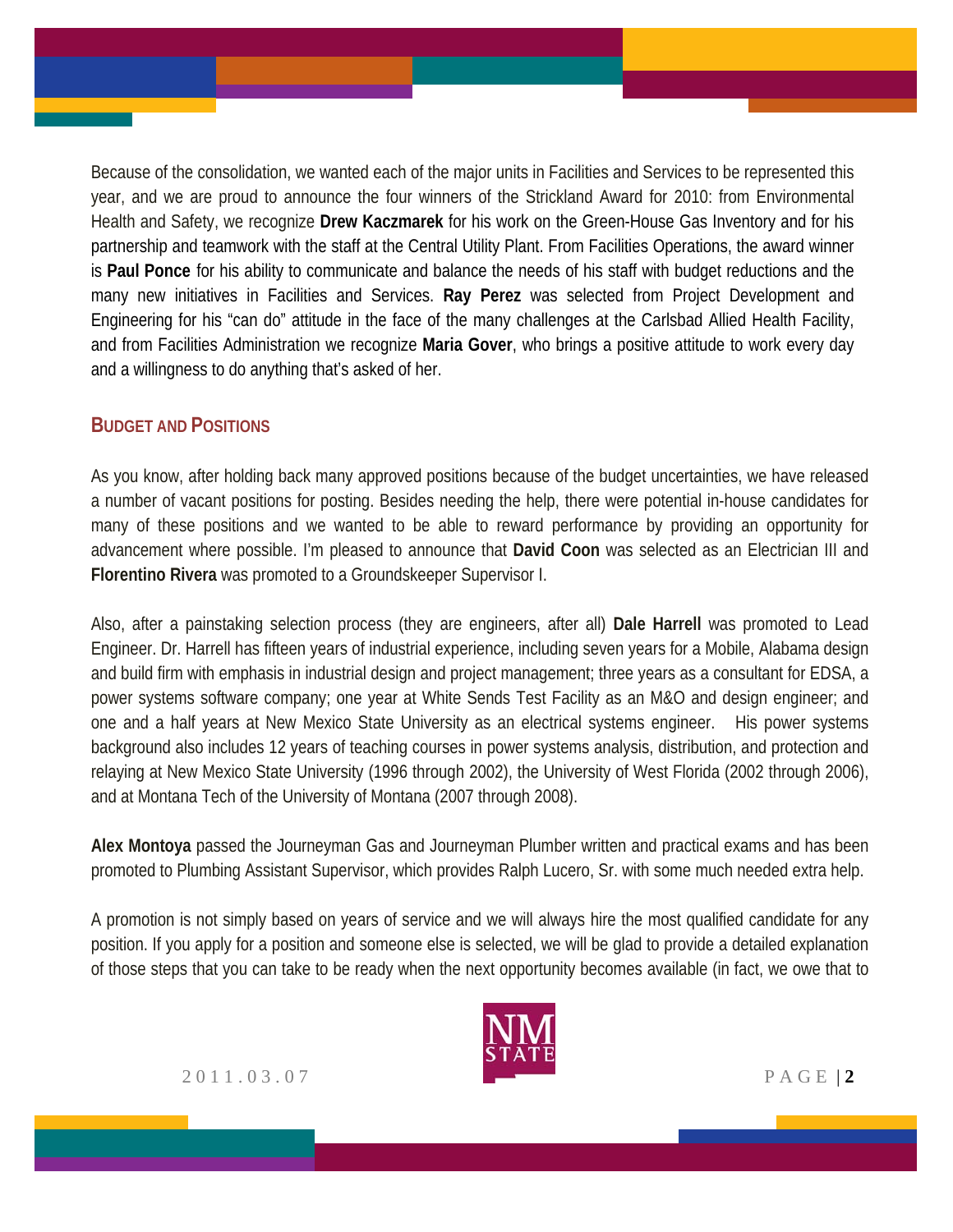Because of the consolidation, we wanted each of the major units in Facilities and Services to be represented this year, and we are proud to announce the four winners of the Strickland Award for 2010: from Environmental Health and Safety, we recognize **Drew Kaczmarek** for his work on the Green-House Gas Inventory and for his partnership and teamwork with the staff at the Central Utility Plant. From Facilities Operations, the award winner is **Paul Ponce** for his ability to communicate and balance the needs of his staff with budget reductions and the many new initiatives in Facilities and Services. **Ray Perez** was selected from Project Development and Engineering for his "can do" attitude in the face of the many challenges at the Carlsbad Allied Health Facility, and from Facilities Administration we recognize **Maria Gover**, who brings a positive attitude to work every day and a willingness to do anything that's asked of her.

## BUDGET AND POSITIONS

As you know, after holding back many approved positions because of the budget uncertainties, we have released a number of vacant positions for posting. Besides needing the help, there were potential in-house candidates for many of these positions and we wanted to be able to reward performance by providing an opportunity for advancement where possible. I'm pleased to announce that **David Coon** was selected as an Electrician III and **Florentino Rivera** was promoted to a Groundskeeper Supervisor I.

Also, after a painstaking selection process (they are engineers, after all) **Dale Harrell** was promoted to Lead Engineer. Dr. Harrell has fifteen years of industrial experience, including seven years for a Mobile, Alabama design and build firm with emphasis in industrial design and project management; three years as a consultant for EDSA, a power systems software company; one year at White Sends Test Facility as an M&O and design engineer; and one and a half years at New Mexico State University as an electrical systems engineer. His power systems background also includes 12 years of teaching courses in power systems analysis, distribution, and protection and relaying at New Mexico State University (1996 through 2002), the University of West Florida (2002 through 2006), and at Montana Tech of the University of Montana (2007 through 2008).

**Alex Montoya** passed the Journeyman Gas and Journeyman Plumber written and practical exams and has been promoted to Plumbing Assistant Supervisor, which provides Ralph Lucero, Sr. with some much needed extra help.

A promotion is not simply based on years of service and we will always hire the most qualified candidate for any position. If you apply for a position and someone else is selected, we will be glad to provide a detailed explanation of those steps that you can take to be ready when the next opportunity becomes available (in fact, we owe that to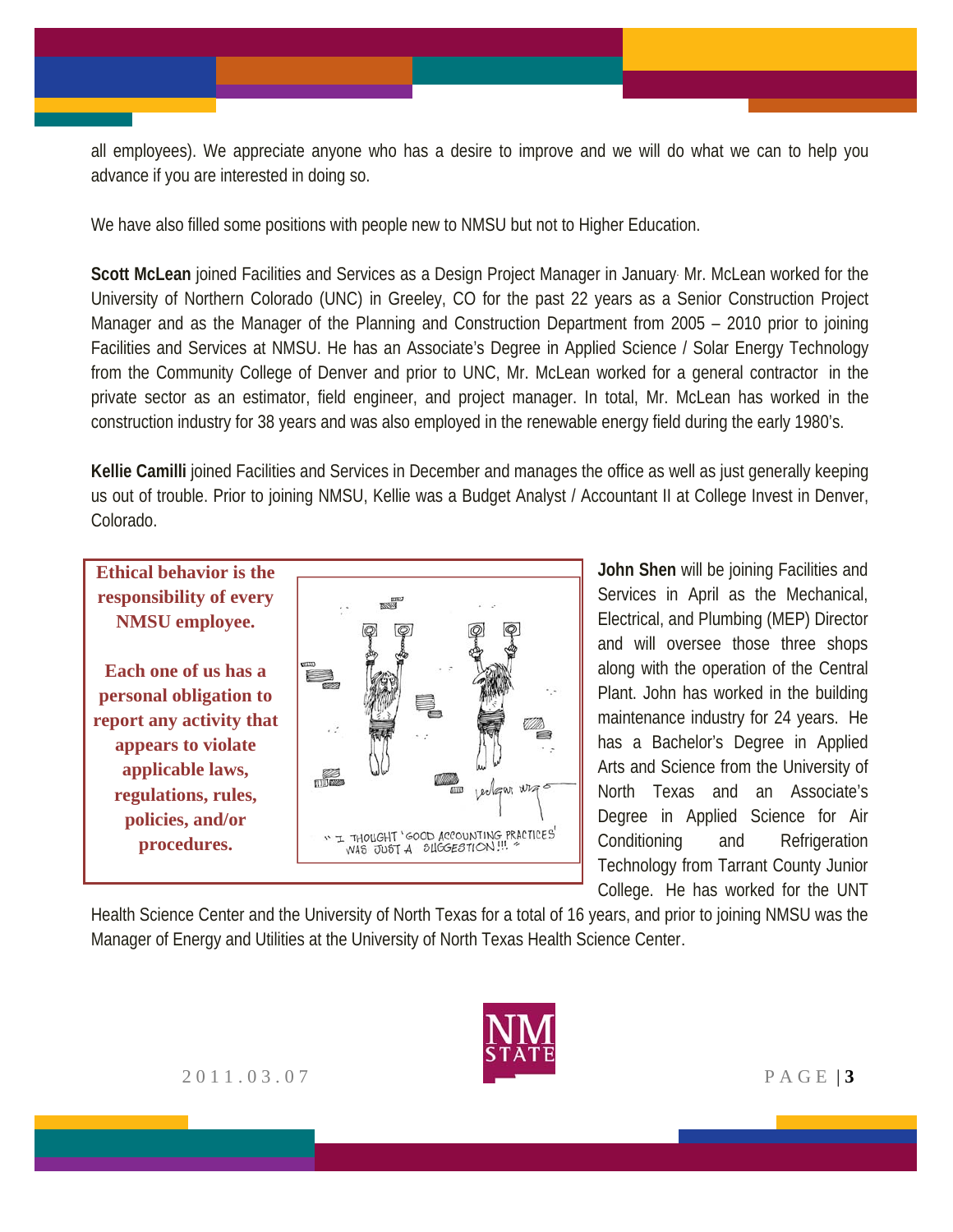all employees). We appreciate anyone who has a desire to improve and we will do what we can to help you advance if you are interested in doing so.

We have also filled some positions with people new to NMSU but not to Higher Education.

**Scott McLean** joined Facilities and Services as a Design Project Manager in January. Mr. McLean worked for the University of Northern Colorado (UNC) in Greeley, CO for the past 22 years as a Senior Construction Project Manager and as the Manager of the Planning and Construction Department from 2005 – 2010 prior to joining Facilities and Services at NMSU. He has an Associate's Degree in Applied Science / Solar Energy Technology from the Community College of Denver and prior to UNC, Mr. McLean worked for a general contractor in the private sector as an estimator, field engineer, and project manager. In total, Mr. McLean has worked in the construction industry for 38 years and was also employed in the renewable energy field during the early 1980's.

**Kellie Camilli** joined Facilities and Services in December and manages the office as well as just generally keeping us out of trouble. Prior to joining NMSU, Kellie was a Budget Analyst / Accountant II at College Invest in Denver, Colorado.

**Ethical behavior is the responsibility of every NMSU employee.**

**Each one of us has a personal obligation to report any activity that appears to violate applicable laws, regulations, rules, policies, and/or procedures.**

"I THOUGHT 'GOOD ACCOUNTING PRACTICES' WAS JUST A SUGGESTION!!!"

**John Shen** will be joining Facilities and Services in April as the Mechanical, Electrical, and Plumbing (MEP) Director and will oversee those three shops along with the operation of the Central Plant. John has worked in the building maintenance industry for 24 years. He has a Bachelor's Degree in Applied Arts and Science from the University of North Texas and an Associate's Degree in Applied Science for Air Conditioning and Refrigeration Technology from Tarrant County Junior College. He has worked for the UNT Health Science Center and the University of North Texas for a total of 16 years, and prior to joining NMSU was the Manager of Energy and Utilities at the University of North Texas Health Science Center.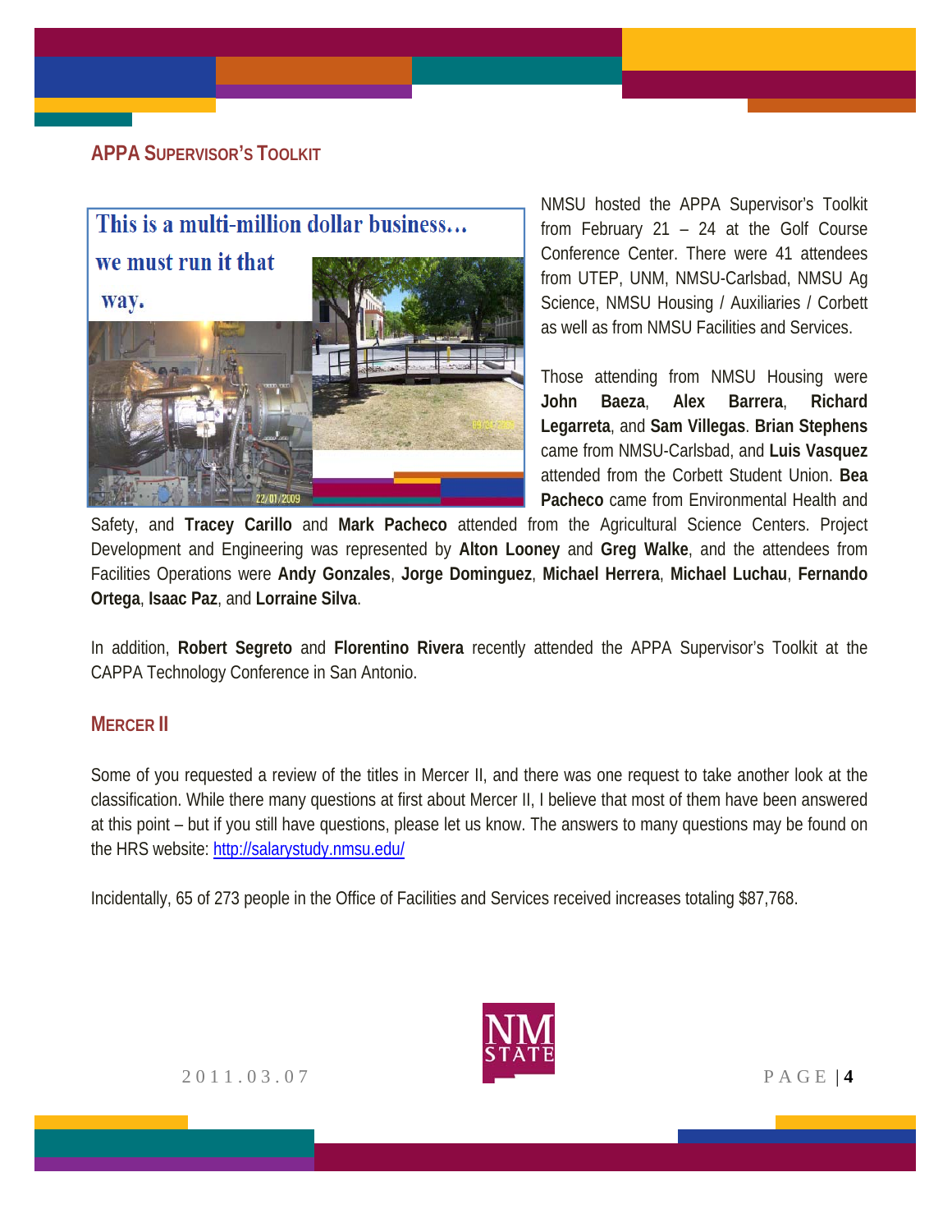## APPA Supervisor's Toolkit

This is a multi-million dollar business… we must run it that way.

NMSU hosted the APPA Supervisor's Toolkit from February 21 – 24 at the Golf Course Conference Center. There were 41 attendees from UTEP, UNM, NMSU-Carlsbad, NMSU Ag Science, NMSU Housing / Auxiliaries / Corbett as well as from NMSU Facilities and Services.

Those attending from NMSU Housing were **John Baeza**, **Alex Barrera**, **Richard Legarreta**, and **Sam Villegas**. **Brian Stephens** came from NMSU-Carlsbad, and **Luis Vasquez** attended from the Corbett Student Union. **Bea Pacheco** came from Environmental Health and Safety, and **Tracey Carillo** and **Mark Pacheco** attended from the Agricultural Science Centers. Project Development and Engineering was represented by **Alton Looney** and **Greg Walke**, and the attendees from Facilities Operations were **Andy Gonzales**, **Jorge Dominguez**, **Michael Herrera**, **Michael Luchau**, **Fernando Ortega**, **Isaac Paz**, and **Lorraine Silva**.

In addition, **Robert Segreto** and **Florentino Rivera** recently attended the APPA Supervisor's Toolkit at the CAPPA Technology Conference in San Antonio.

## Mercer II

Some of you requested a review of the titles in Mercer II, and there was one request to take another look at the classification. While there many questions at first about Mercer II, I believe that most of them have been answered at this point – but if you still have questions, please let us know. The answers to many questions may be found on the HRS website: [http://salarystudy.nmsu.edu/](http://salarystudy.nmsu.edu/)

Incidentally, 65 of 273 people in the Office of Facilities and Services received increases totaling $87,768.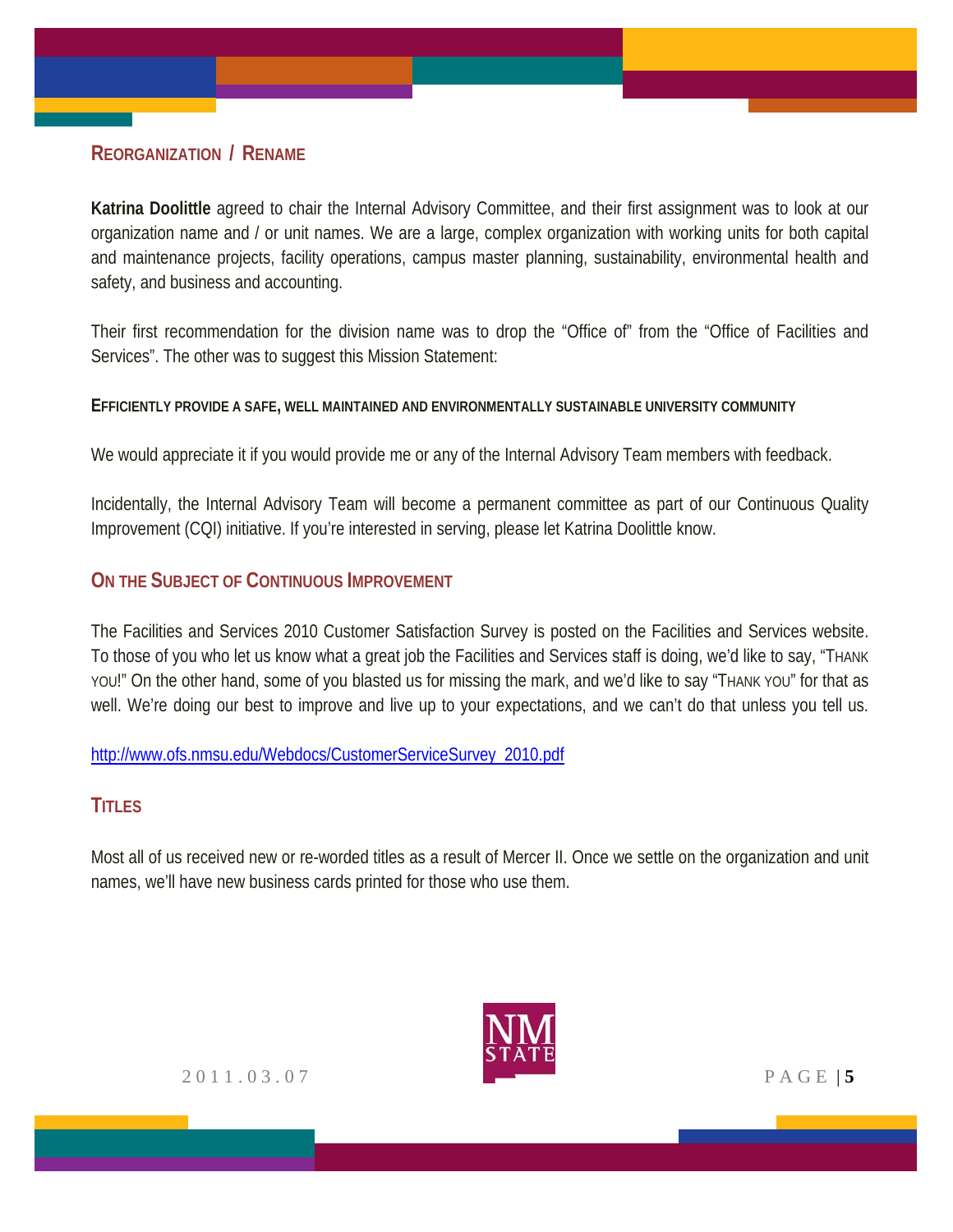## Reorganization / Rename

**Katrina Doolittle** agreed to chair the Internal Advisory Committee, and their first assignment was to look at our organization name and / or unit names. We are a large, complex organization with working units for both capital and maintenance projects, facility operations, campus master planning, sustainability, environmental health and safety, and business and accounting.

Their first recommendation for the division name was to drop the "Office of" from the "Office of Facilities and Services". The other was to suggest this Mission Statement:

**EFFICIENTLY PROVIDE A SAFE, WELL MAINTAINED AND ENVIRONMENTALLY SUSTAINABLE UNIVERSITY COMMUNITY**

We would appreciate it if you would provide me or any of the Internal Advisory Team members with feedback.

Incidentally, the Internal Advisory Team will become a permanent committee as part of our Continuous Quality Improvement (CQI) initiative. If you're interested in serving, please let Katrina Doolittle know.

## On the Subject of Continuous Improvement

The Facilities and Services 2010 Customer Satisfaction Survey is posted on the Facilities and Services website. To those of you who let us know what a great job the Facilities and Services staff is doing, we'd like to say, "THANK YOU!" On the other hand, some of you blasted us for missing the mark, and we'd like to say "THANK YOU" for that as well. We're doing our best to improve and live up to your expectations, and we can't do that unless you tell us.

http://www.ofs.nmsu.edu/Webdocs/CustomerServiceSurvey_2010.pdf

## Titles

Most all of us received new or re-worded titles as a result of Mercer II. Once we settle on the organization and unit names, we'll have new business cards printed for those who use them.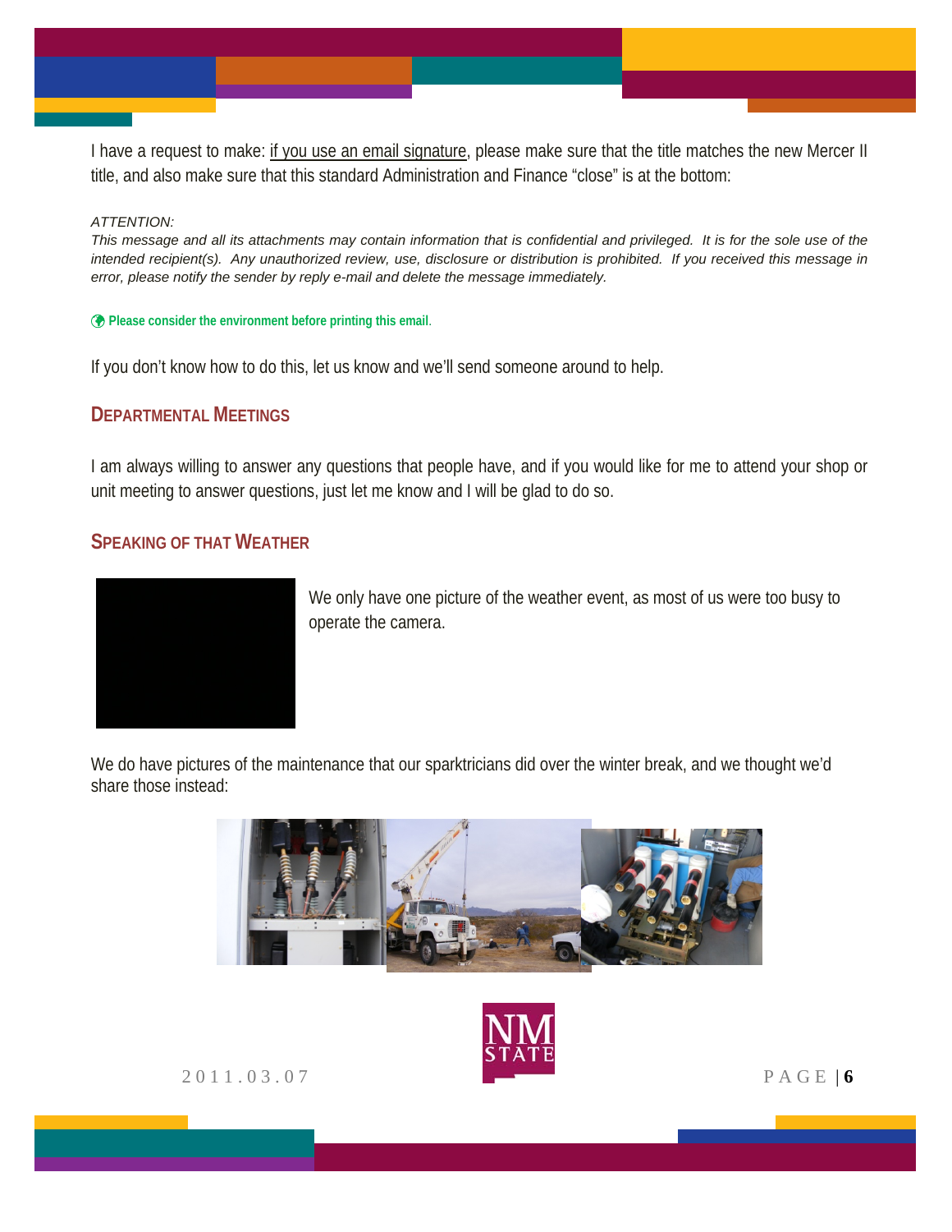I have a request to make: if you use an email signature, please make sure that the title matches the new Mercer II title, and also make sure that this standard Administration and Finance "close" is at the bottom:

*ATTENTION:*
*This message and all its attachments may contain information that is confidential and privileged. It is for the sole use of the intended recipient(s). Any unauthorized review, use, disclosure or distribution is prohibited. If you received this message in error, please notify the sender by reply e-mail and delete the message immediately.*

**Please consider the environment before printing this email**.

If you don't know how to do this, let us know and we'll send someone around to help.

## Departmental Meetings

I am always willing to answer any questions that people have, and if you would like for me to attend your shop or unit meeting to answer questions, just let me know and I will be glad to do so.

## Speaking of that Weather

We only have one picture of the weather event, as most of us were too busy to operate the camera.

We do have pictures of the maintenance that our sparktricians did over the winter break, and we thought we'd share those instead: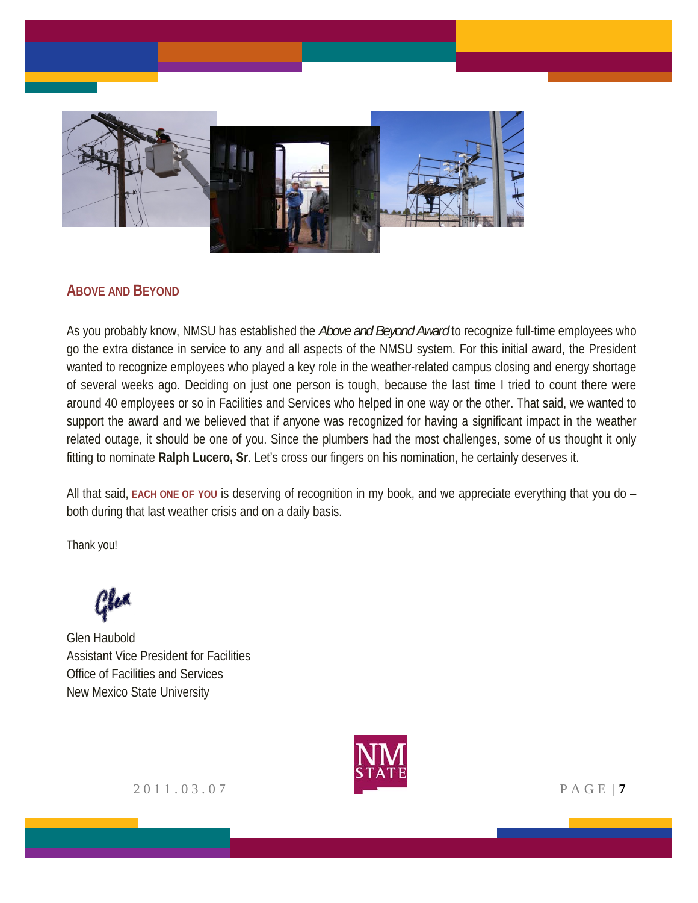## ABOVE AND BEYOND

As you probably know, NMSU has established the *Above and Beyond Award* to recognize full-time employees who go the extra distance in service to any and all aspects of the NMSU system. For this initial award, the President wanted to recognize employees who played a key role in the weather-related campus closing and energy shortage of several weeks ago. Deciding on just one person is tough, because the last time I tried to count there were around 40 employees or so in Facilities and Services who helped in one way or the other. That said, we wanted to support the award and we believed that if anyone was recognized for having a significant impact in the weather related outage, it should be one of you. Since the plumbers had the most challenges, some of us thought it only fitting to nominate **Ralph Lucero, Sr**. Let's cross our fingers on his nomination, he certainly deserves it.

All that said, **EACH ONE OF YOU** is deserving of recognition in my book, and we appreciate everything that you do – both during that last weather crisis and on a daily basis.

Thank you!

Glen

Glen Haubold
Assistant Vice President for Facilities
Office of Facilities and Services
New Mexico State University

2011.03.07